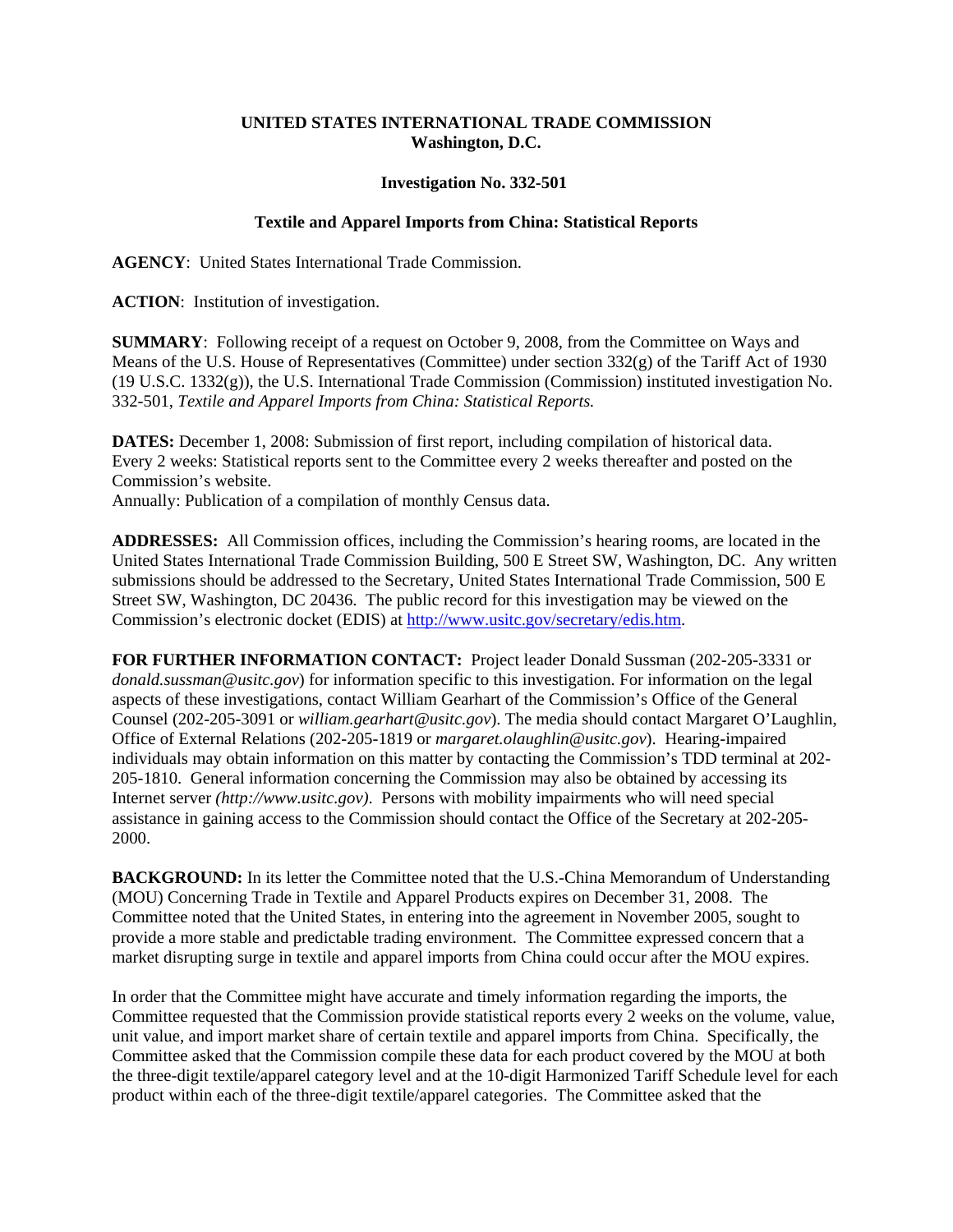**UNITED STATES INTERNATIONAL TRADE COMMISSION**
**Washington, D.C.**

**Investigation No. 332-501**

**Textile and Apparel Imports from China: Statistical Reports**

**AGENCY**: United States International Trade Commission.

**ACTION**: Institution of investigation.

**SUMMARY**: Following receipt of a request on October 9, 2008, from the Committee on Ways and Means of the U.S. House of Representatives (Committee) under section 332(g) of the Tariff Act of 1930 (19 U.S.C. 1332(g)), the U.S. International Trade Commission (Commission) instituted investigation No. 332-501, *Textile and Apparel Imports from China: Statistical Reports.*

**DATES:** December 1, 2008: Submission of first report, including compilation of historical data.
Every 2 weeks: Statistical reports sent to the Committee every 2 weeks thereafter and posted on the Commission's website.
Annually: Publication of a compilation of monthly Census data.

**ADDRESSES:** All Commission offices, including the Commission's hearing rooms, are located in the United States International Trade Commission Building, 500 E Street SW, Washington, DC. Any written submissions should be addressed to the Secretary, United States International Trade Commission, 500 E Street SW, Washington, DC 20436. The public record for this investigation may be viewed on the Commission's electronic docket (EDIS) at http://www.usitc.gov/secretary/edis.htm.

**FOR FURTHER INFORMATION CONTACT:** Project leader Donald Sussman (202-205-3331 or *donald.sussman@usitc.gov*) for information specific to this investigation. For information on the legal aspects of these investigations, contact William Gearhart of the Commission's Office of the General Counsel (202-205-3091 or *william.gearhart@usitc.gov*). The media should contact Margaret O'Laughlin, Office of External Relations (202-205-1819 or *margaret.olaughlin@usitc.gov*). Hearing-impaired individuals may obtain information on this matter by contacting the Commission's TDD terminal at 202-205-1810. General information concerning the Commission may also be obtained by accessing its Internet server *(http://www.usitc.gov)*. Persons with mobility impairments who will need special assistance in gaining access to the Commission should contact the Office of the Secretary at 202-205-2000.

**BACKGROUND:** In its letter the Committee noted that the U.S.-China Memorandum of Understanding (MOU) Concerning Trade in Textile and Apparel Products expires on December 31, 2008. The Committee noted that the United States, in entering into the agreement in November 2005, sought to provide a more stable and predictable trading environment. The Committee expressed concern that a market disrupting surge in textile and apparel imports from China could occur after the MOU expires.

In order that the Committee might have accurate and timely information regarding the imports, the Committee requested that the Commission provide statistical reports every 2 weeks on the volume, value, unit value, and import market share of certain textile and apparel imports from China. Specifically, the Committee asked that the Commission compile these data for each product covered by the MOU at both the three-digit textile/apparel category level and at the 10-digit Harmonized Tariff Schedule level for each product within each of the three-digit textile/apparel categories. The Committee asked that the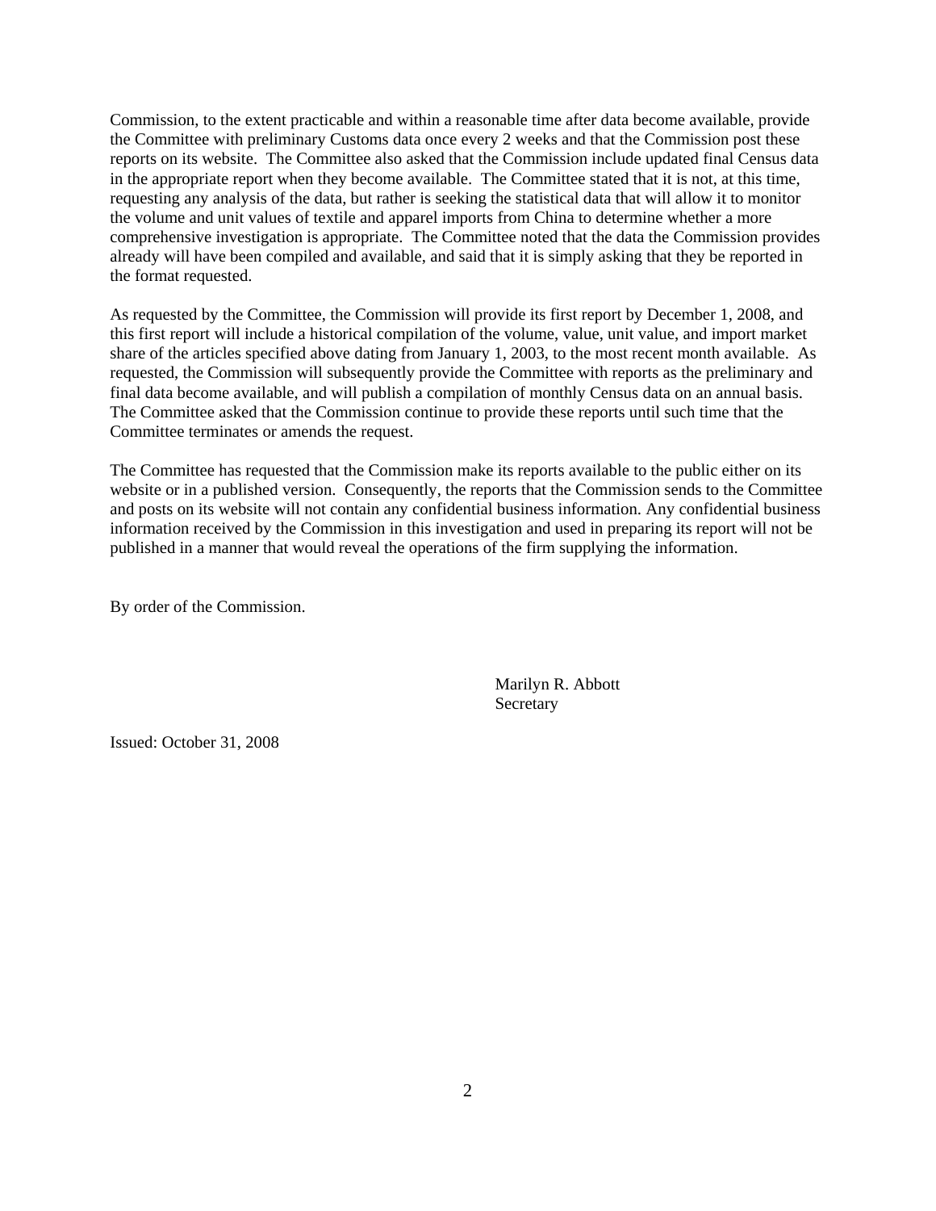Commission, to the extent practicable and within a reasonable time after data become available, provide the Committee with preliminary Customs data once every 2 weeks and that the Commission post these reports on its website. The Committee also asked that the Commission include updated final Census data in the appropriate report when they become available. The Committee stated that it is not, at this time, requesting any analysis of the data, but rather is seeking the statistical data that will allow it to monitor the volume and unit values of textile and apparel imports from China to determine whether a more comprehensive investigation is appropriate. The Committee noted that the data the Commission provides already will have been compiled and available, and said that it is simply asking that they be reported in the format requested.

As requested by the Committee, the Commission will provide its first report by December 1, 2008, and this first report will include a historical compilation of the volume, value, unit value, and import market share of the articles specified above dating from January 1, 2003, to the most recent month available. As requested, the Commission will subsequently provide the Committee with reports as the preliminary and final data become available, and will publish a compilation of monthly Census data on an annual basis. The Committee asked that the Commission continue to provide these reports until such time that the Committee terminates or amends the request.

The Committee has requested that the Commission make its reports available to the public either on its website or in a published version. Consequently, the reports that the Commission sends to the Committee and posts on its website will not contain any confidential business information. Any confidential business information received by the Commission in this investigation and used in preparing its report will not be published in a manner that would reveal the operations of the firm supplying the information.

By order of the Commission.

Marilyn R. Abbott
Secretary

Issued: October 31, 2008